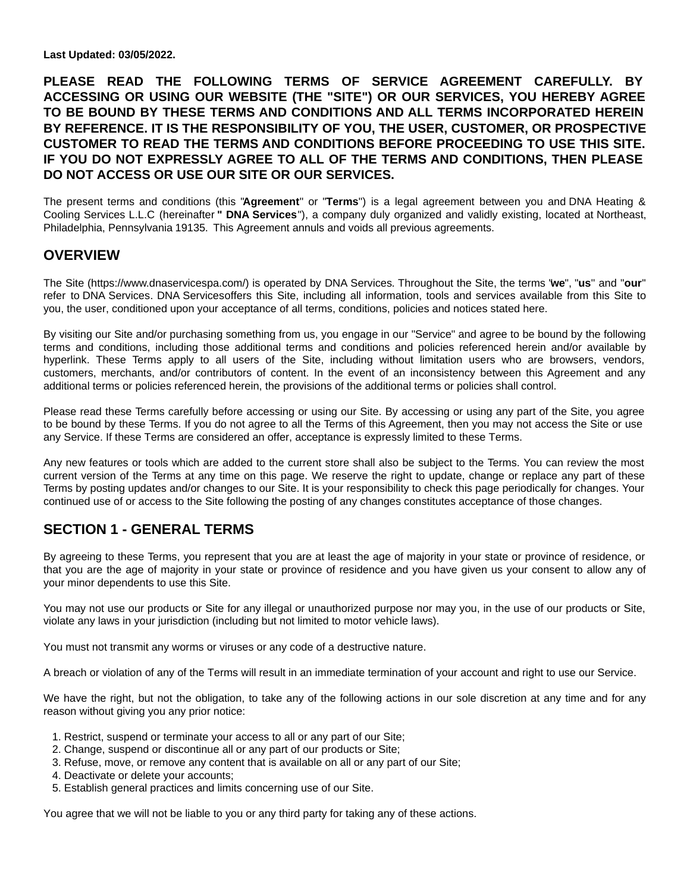**Last Updated: 03/05/2022.**

**PLEASE READ THE FOLLOWING TERMS OF SERVICE AGREEMENT CAREFULLY. BY ACCESSING OR USING OUR WEBSITE (THE "SITE") OR OUR SERVICES, YOU HEREBY AGREE TO BE BOUND BY THESE TERMS AND CONDITIONS AND ALL TERMS INCORPORATED HEREIN BY REFERENCE. IT IS THE RESPONSIBILITY OF YOU, THE USER, CUSTOMER, OR PROSPECTIVE CUSTOMER TO READ THE TERMS AND CONDITIONS BEFORE PROCEEDING TO USE THIS SITE. IF YOU DO NOT EXPRESSLY AGREE TO ALL OF THE TERMS AND CONDITIONS, THEN PLEASE DO NOT ACCESS OR USE OUR SITE OR OUR SERVICES.**

The present terms and conditions (this "**Agreement**" or "**Terms**") is a legal agreement between you and DNA Heating & Cooling Services L.L.C (hereinafter **" DNA Services**"), a company duly organized and validly existing, located at Northeast, Philadelphia, Pennsylvania 19135. This Agreement annuls and voids all previous agreements.

## OVERVIEW

The Site (https://www.dnaservicespa.com/) is operated by DNA Services. Throughout the Site, the terms "**we**", "**us**" and "**our**" refer to DNA Services. DNA Servicesoffers this Site, including all information, tools and services available from this Site to you, the user, conditioned upon your acceptance of all terms, conditions, policies and notices stated here.

By visiting our Site and/or purchasing something from us, you engage in our "Service" and agree to be bound by the following terms and conditions, including those additional terms and conditions and policies referenced herein and/or available by hyperlink. These Terms apply to all users of the Site, including without limitation users who are browsers, vendors, customers, merchants, and/or contributors of content. In the event of an inconsistency between this Agreement and any additional terms or policies referenced herein, the provisions of the additional terms or policies shall control.

Please read these Terms carefully before accessing or using our Site. By accessing or using any part of the Site, you agree to be bound by these Terms. If you do not agree to all the Terms of this Agreement, then you may not access the Site or use any Service. If these Terms are considered an offer, acceptance is expressly limited to these Terms.

Any new features or tools which are added to the current store shall also be subject to the Terms. You can review the most current version of the Terms at any time on this page. We reserve the right to update, change or replace any part of these Terms by posting updates and/or changes to our Site. It is your responsibility to check this page periodically for changes. Your continued use of or access to the Site following the posting of any changes constitutes acceptance of those changes.

## SECTION 1 - GENERAL TERMS

By agreeing to these Terms, you represent that you are at least the age of majority in your state or province of residence, or that you are the age of majority in your state or province of residence and you have given us your consent to allow any of your minor dependents to use this Site.

You may not use our products or Site for any illegal or unauthorized purpose nor may you, in the use of our products or Site, violate any laws in your jurisdiction (including but not limited to motor vehicle laws).

You must not transmit any worms or viruses or any code of a destructive nature.

A breach or violation of any of the Terms will result in an immediate termination of your account and right to use our Service.

We have the right, but not the obligation, to take any of the following actions in our sole discretion at any time and for any reason without giving you any prior notice:

1. Restrict, suspend or terminate your access to all or any part of our Site;
2. Change, suspend or discontinue all or any part of our products or Site;
3. Refuse, move, or remove any content that is available on all or any part of our Site;
4. Deactivate or delete your accounts;
5. Establish general practices and limits concerning use of our Site.

You agree that we will not be liable to you or any third party for taking any of these actions.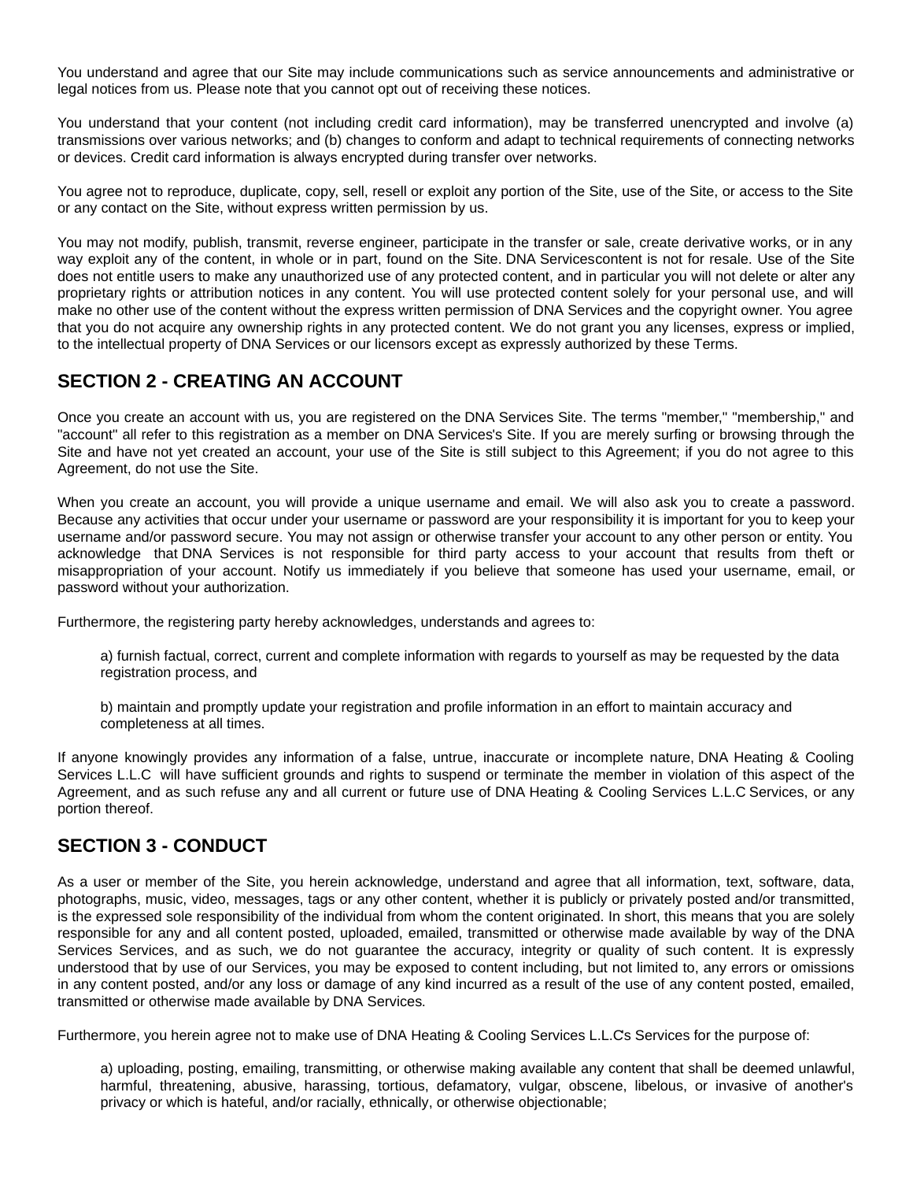You understand and agree that our Site may include communications such as service announcements and administrative or legal notices from us. Please note that you cannot opt out of receiving these notices.

You understand that your content (not including credit card information), may be transferred unencrypted and involve (a) transmissions over various networks; and (b) changes to conform and adapt to technical requirements of connecting networks or devices. Credit card information is always encrypted during transfer over networks.

You agree not to reproduce, duplicate, copy, sell, resell or exploit any portion of the Site, use of the Site, or access to the Site or any contact on the Site, without express written permission by us.

You may not modify, publish, transmit, reverse engineer, participate in the transfer or sale, create derivative works, or in any way exploit any of the content, in whole or in part, found on the Site. DNA Servicescontent is not for resale. Use of the Site does not entitle users to make any unauthorized use of any protected content, and in particular you will not delete or alter any proprietary rights or attribution notices in any content. You will use protected content solely for your personal use, and will make no other use of the content without the express written permission of DNA Services and the copyright owner. You agree that you do not acquire any ownership rights in any protected content. We do not grant you any licenses, express or implied, to the intellectual property of DNA Services or our licensors except as expressly authorized by these Terms.

## SECTION 2 - CREATING AN ACCOUNT

Once you create an account with us, you are registered on the DNA Services Site. The terms "member," "membership," and "account" all refer to this registration as a member on DNA Services's Site. If you are merely surfing or browsing through the Site and have not yet created an account, your use of the Site is still subject to this Agreement; if you do not agree to this Agreement, do not use the Site.

When you create an account, you will provide a unique username and email. We will also ask you to create a password. Because any activities that occur under your username or password are your responsibility it is important for you to keep your username and/or password secure. You may not assign or otherwise transfer your account to any other person or entity. You acknowledge that DNA Services is not responsible for third party access to your account that results from theft or misappropriation of your account. Notify us immediately if you believe that someone has used your username, email, or password without your authorization.

Furthermore, the registering party hereby acknowledges, understands and agrees to:

a) furnish factual, correct, current and complete information with regards to yourself as may be requested by the data registration process, and

b) maintain and promptly update your registration and profile information in an effort to maintain accuracy and completeness at all times.

If anyone knowingly provides any information of a false, untrue, inaccurate or incomplete nature, DNA Heating & Cooling Services L.L.C will have sufficient grounds and rights to suspend or terminate the member in violation of this aspect of the Agreement, and as such refuse any and all current or future use of DNA Heating & Cooling Services L.L.C Services, or any portion thereof.

## SECTION 3 - CONDUCT

As a user or member of the Site, you herein acknowledge, understand and agree that all information, text, software, data, photographs, music, video, messages, tags or any other content, whether it is publicly or privately posted and/or transmitted, is the expressed sole responsibility of the individual from whom the content originated. In short, this means that you are solely responsible for any and all content posted, uploaded, emailed, transmitted or otherwise made available by way of the DNA Services Services, and as such, we do not guarantee the accuracy, integrity or quality of such content. It is expressly understood that by use of our Services, you may be exposed to content including, but not limited to, any errors or omissions in any content posted, and/or any loss or damage of any kind incurred as a result of the use of any content posted, emailed, transmitted or otherwise made available by DNA Services.

Furthermore, you herein agree not to make use of DNA Heating & Cooling Services L.L.C's Services for the purpose of:

a) uploading, posting, emailing, transmitting, or otherwise making available any content that shall be deemed unlawful, harmful, threatening, abusive, harassing, tortious, defamatory, vulgar, obscene, libelous, or invasive of another's privacy or which is hateful, and/or racially, ethnically, or otherwise objectionable;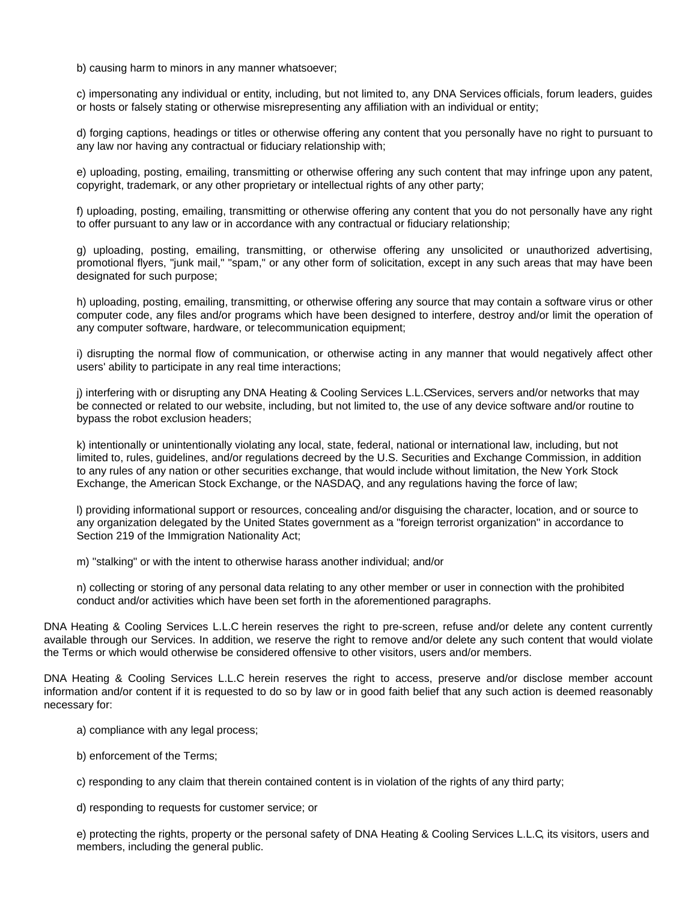b) causing harm to minors in any manner whatsoever;

c) impersonating any individual or entity, including, but not limited to, any DNA Services officials, forum leaders, guides or hosts or falsely stating or otherwise misrepresenting any affiliation with an individual or entity;

d) forging captions, headings or titles or otherwise offering any content that you personally have no right to pursuant to any law nor having any contractual or fiduciary relationship with;

e) uploading, posting, emailing, transmitting or otherwise offering any such content that may infringe upon any patent, copyright, trademark, or any other proprietary or intellectual rights of any other party;

f) uploading, posting, emailing, transmitting or otherwise offering any content that you do not personally have any right to offer pursuant to any law or in accordance with any contractual or fiduciary relationship;

g) uploading, posting, emailing, transmitting, or otherwise offering any unsolicited or unauthorized advertising, promotional flyers, "junk mail," "spam," or any other form of solicitation, except in any such areas that may have been designated for such purpose;

h) uploading, posting, emailing, transmitting, or otherwise offering any source that may contain a software virus or other computer code, any files and/or programs which have been designed to interfere, destroy and/or limit the operation of any computer software, hardware, or telecommunication equipment;

i) disrupting the normal flow of communication, or otherwise acting in any manner that would negatively affect other users' ability to participate in any real time interactions;

j) interfering with or disrupting any DNA Heating & Cooling Services L.L.C Services, servers and/or networks that may be connected or related to our website, including, but not limited to, the use of any device software and/or routine to bypass the robot exclusion headers;

k) intentionally or unintentionally violating any local, state, federal, national or international law, including, but not limited to, rules, guidelines, and/or regulations decreed by the U.S. Securities and Exchange Commission, in addition to any rules of any nation or other securities exchange, that would include without limitation, the New York Stock Exchange, the American Stock Exchange, or the NASDAQ, and any regulations having the force of law;

l) providing informational support or resources, concealing and/or disguising the character, location, and or source to any organization delegated by the United States government as a "foreign terrorist organization" in accordance to Section 219 of the Immigration Nationality Act;

m) "stalking" or with the intent to otherwise harass another individual; and/or

n) collecting or storing of any personal data relating to any other member or user in connection with the prohibited conduct and/or activities which have been set forth in the aforementioned paragraphs.

DNA Heating & Cooling Services L.L.C herein reserves the right to pre-screen, refuse and/or delete any content currently available through our Services. In addition, we reserve the right to remove and/or delete any such content that would violate the Terms or which would otherwise be considered offensive to other visitors, users and/or members.

DNA Heating & Cooling Services L.L.C herein reserves the right to access, preserve and/or disclose member account information and/or content if it is requested to do so by law or in good faith belief that any such action is deemed reasonably necessary for:

a) compliance with any legal process;

b) enforcement of the Terms;

c) responding to any claim that therein contained content is in violation of the rights of any third party;

d) responding to requests for customer service; or

e) protecting the rights, property or the personal safety of DNA Heating & Cooling Services L.L.C, its visitors, users and members, including the general public.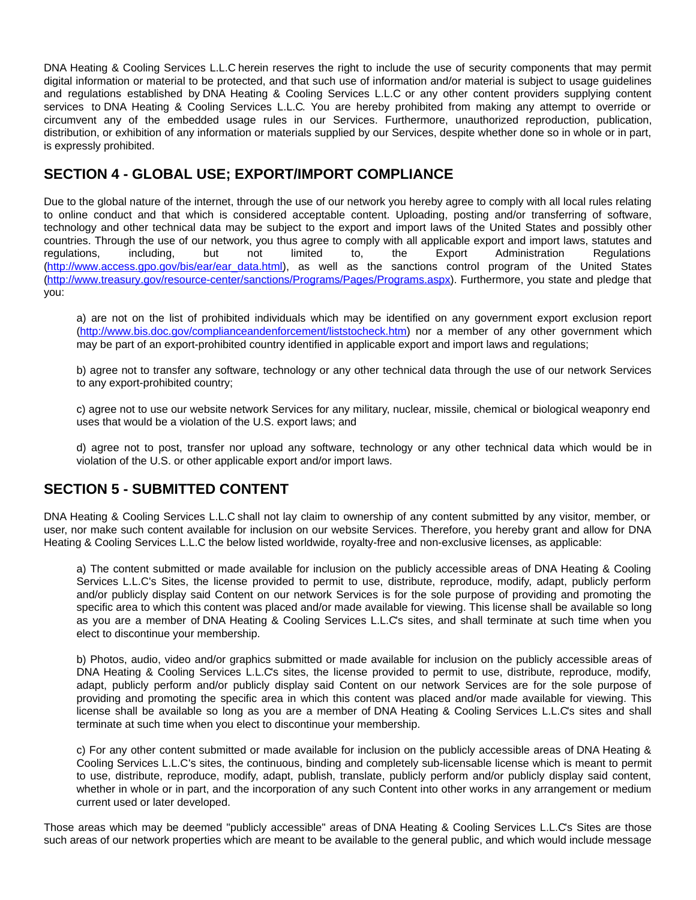DNA Heating & Cooling Services L.L.C herein reserves the right to include the use of security components that may permit digital information or material to be protected, and that such use of information and/or material is subject to usage guidelines and regulations established by DNA Heating & Cooling Services L.L.C or any other content providers supplying content services to DNA Heating & Cooling Services L.L.C. You are hereby prohibited from making any attempt to override or circumvent any of the embedded usage rules in our Services. Furthermore, unauthorized reproduction, publication, distribution, or exhibition of any information or materials supplied by our Services, despite whether done so in whole or in part, is expressly prohibited.

## SECTION 4 - GLOBAL USE; EXPORT/IMPORT COMPLIANCE

Due to the global nature of the internet, through the use of our network you hereby agree to comply with all local rules relating to online conduct and that which is considered acceptable content. Uploading, posting and/or transferring of software, technology and other technical data may be subject to the export and import laws of the United States and possibly other countries. Through the use of our network, you thus agree to comply with all applicable export and import laws, statutes and regulations, including, but not limited to, the Export Administration Regulations (http://www.access.gpo.gov/bis/ear/ear_data.html), as well as the sanctions control program of the United States (http://www.treasury.gov/resource-center/sanctions/Programs/Pages/Programs.aspx). Furthermore, you state and pledge that you:

a) are not on the list of prohibited individuals which may be identified on any government export exclusion report (http://www.bis.doc.gov/complianceandenforcement/liststocheck.htm) nor a member of any other government which may be part of an export-prohibited country identified in applicable export and import laws and regulations;

b) agree not to transfer any software, technology or any other technical data through the use of our network Services to any export-prohibited country;

c) agree not to use our website network Services for any military, nuclear, missile, chemical or biological weaponry end uses that would be a violation of the U.S. export laws; and

d) agree not to post, transfer nor upload any software, technology or any other technical data which would be in violation of the U.S. or other applicable export and/or import laws.

## SECTION 5 - SUBMITTED CONTENT

DNA Heating & Cooling Services L.L.C shall not lay claim to ownership of any content submitted by any visitor, member, or user, nor make such content available for inclusion on our website Services. Therefore, you hereby grant and allow for DNA Heating & Cooling Services L.L.C the below listed worldwide, royalty-free and non-exclusive licenses, as applicable:

a) The content submitted or made available for inclusion on the publicly accessible areas of DNA Heating & Cooling Services L.L.C's Sites, the license provided to permit to use, distribute, reproduce, modify, adapt, publicly perform and/or publicly display said Content on our network Services is for the sole purpose of providing and promoting the specific area to which this content was placed and/or made available for viewing. This license shall be available so long as you are a member of DNA Heating & Cooling Services L.L.C's sites, and shall terminate at such time when you elect to discontinue your membership.

b) Photos, audio, video and/or graphics submitted or made available for inclusion on the publicly accessible areas of DNA Heating & Cooling Services L.L.C's sites, the license provided to permit to use, distribute, reproduce, modify, adapt, publicly perform and/or publicly display said Content on our network Services are for the sole purpose of providing and promoting the specific area in which this content was placed and/or made available for viewing. This license shall be available so long as you are a member of DNA Heating & Cooling Services L.L.C's sites and shall terminate at such time when you elect to discontinue your membership.

c) For any other content submitted or made available for inclusion on the publicly accessible areas of DNA Heating & Cooling Services L.L.C's sites, the continuous, binding and completely sub-licensable license which is meant to permit to use, distribute, reproduce, modify, adapt, publish, translate, publicly perform and/or publicly display said content, whether in whole or in part, and the incorporation of any such Content into other works in any arrangement or medium current used or later developed.

Those areas which may be deemed "publicly accessible" areas of DNA Heating & Cooling Services L.L.C's Sites are those such areas of our network properties which are meant to be available to the general public, and which would include message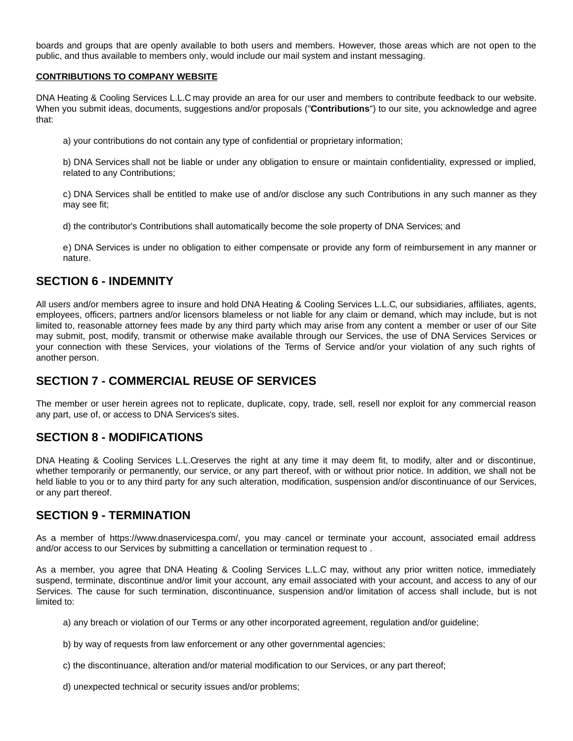boards and groups that are openly available to both users and members. However, those areas which are not open to the public, and thus available to members only, would include our mail system and instant messaging.

**CONTRIBUTIONS TO COMPANY WEBSITE**

DNA Heating & Cooling Services L.L.C may provide an area for our user and members to contribute feedback to our website. When you submit ideas, documents, suggestions and/or proposals ("**Contributions**") to our site, you acknowledge and agree that:

a) your contributions do not contain any type of confidential or proprietary information;

b) DNA Services shall not be liable or under any obligation to ensure or maintain confidentiality, expressed or implied, related to any Contributions;

c) DNA Services shall be entitled to make use of and/or disclose any such Contributions in any such manner as they may see fit;

d) the contributor's Contributions shall automatically become the sole property of DNA Services; and

e) DNA Services is under no obligation to either compensate or provide any form of reimbursement in any manner or nature.

## SECTION 6 - INDEMNITY

All users and/or members agree to insure and hold DNA Heating & Cooling Services L.L.C, our subsidiaries, affiliates, agents, employees, officers, partners and/or licensors blameless or not liable for any claim or demand, which may include, but is not limited to, reasonable attorney fees made by any third party which may arise from any content a member or user of our Site may submit, post, modify, transmit or otherwise make available through our Services, the use of DNA Services Services or your connection with these Services, your violations of the Terms of Service and/or your violation of any such rights of another person.

## SECTION 7 - COMMERCIAL REUSE OF SERVICES

The member or user herein agrees not to replicate, duplicate, copy, trade, sell, resell nor exploit for any commercial reason any part, use of, or access to DNA Services's sites.

## SECTION 8 - MODIFICATIONS

DNA Heating & Cooling Services L.L.C reserves the right at any time it may deem fit, to modify, alter and or discontinue, whether temporarily or permanently, our service, or any part thereof, with or without prior notice. In addition, we shall not be held liable to you or to any third party for any such alteration, modification, suspension and/or discontinuance of our Services, or any part thereof.

## SECTION 9 - TERMINATION

As a member of https://www.dnaservicespa.com/, you may cancel or terminate your account, associated email address and/or access to our Services by submitting a cancellation or termination request to .

As a member, you agree that DNA Heating & Cooling Services L.L.C may, without any prior written notice, immediately suspend, terminate, discontinue and/or limit your account, any email associated with your account, and access to any of our Services. The cause for such termination, discontinuance, suspension and/or limitation of access shall include, but is not limited to:

a) any breach or violation of our Terms or any other incorporated agreement, regulation and/or guideline;

b) by way of requests from law enforcement or any other governmental agencies;

c) the discontinuance, alteration and/or material modification to our Services, or any part thereof;

d) unexpected technical or security issues and/or problems;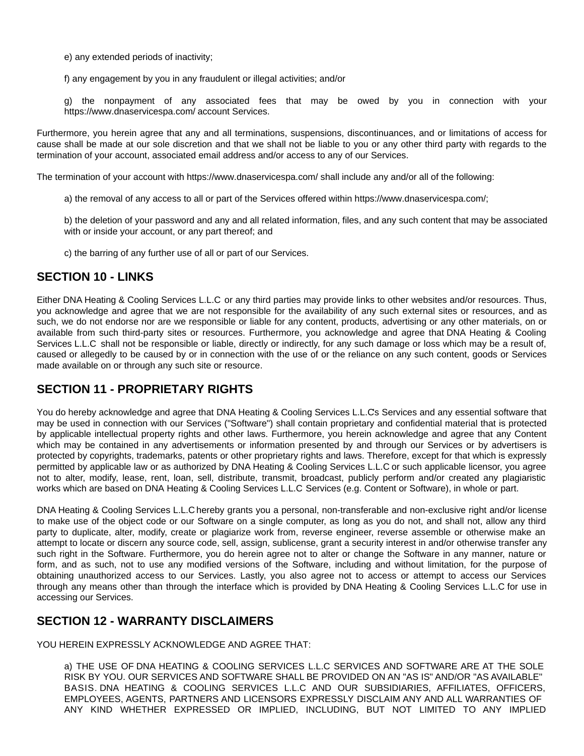e) any extended periods of inactivity;

f) any engagement by you in any fraudulent or illegal activities; and/or

g) the nonpayment of any associated fees that may be owed by you in connection with your https://www.dnaservicespa.com/ account Services.

Furthermore, you herein agree that any and all terminations, suspensions, discontinuances, and or limitations of access for cause shall be made at our sole discretion and that we shall not be liable to you or any other third party with regards to the termination of your account, associated email address and/or access to any of our Services.

The termination of your account with https://www.dnaservicespa.com/ shall include any and/or all of the following:

a) the removal of any access to all or part of the Services offered within https://www.dnaservicespa.com/;

b) the deletion of your password and any and all related information, files, and any such content that may be associated with or inside your account, or any part thereof; and

c) the barring of any further use of all or part of our Services.

## SECTION 10 - LINKS

Either DNA Heating & Cooling Services L.L.C or any third parties may provide links to other websites and/or resources. Thus, you acknowledge and agree that we are not responsible for the availability of any such external sites or resources, and as such, we do not endorse nor are we responsible or liable for any content, products, advertising or any other materials, on or available from such third-party sites or resources. Furthermore, you acknowledge and agree that DNA Heating & Cooling Services L.L.C shall not be responsible or liable, directly or indirectly, for any such damage or loss which may be a result of, caused or allegedly to be caused by or in connection with the use of or the reliance on any such content, goods or Services made available on or through any such site or resource.

## SECTION 11 - PROPRIETARY RIGHTS

You do hereby acknowledge and agree that DNA Heating & Cooling Services L.L.Cs Services and any essential software that may be used in connection with our Services ("Software") shall contain proprietary and confidential material that is protected by applicable intellectual property rights and other laws. Furthermore, you herein acknowledge and agree that any Content which may be contained in any advertisements or information presented by and through our Services or by advertisers is protected by copyrights, trademarks, patents or other proprietary rights and laws. Therefore, except for that which is expressly permitted by applicable law or as authorized by DNA Heating & Cooling Services L.L.C or such applicable licensor, you agree not to alter, modify, lease, rent, loan, sell, distribute, transmit, broadcast, publicly perform and/or created any plagiaristic works which are based on DNA Heating & Cooling Services L.L.C Services (e.g. Content or Software), in whole or part.

DNA Heating & Cooling Services L.L.C hereby grants you a personal, non-transferable and non-exclusive right and/or license to make use of the object code or our Software on a single computer, as long as you do not, and shall not, allow any third party to duplicate, alter, modify, create or plagiarize work from, reverse engineer, reverse assemble or otherwise make an attempt to locate or discern any source code, sell, assign, sublicense, grant a security interest in and/or otherwise transfer any such right in the Software. Furthermore, you do herein agree not to alter or change the Software in any manner, nature or form, and as such, not to use any modified versions of the Software, including and without limitation, for the purpose of obtaining unauthorized access to our Services. Lastly, you also agree not to access or attempt to access our Services through any means other than through the interface which is provided by DNA Heating & Cooling Services L.L.C for use in accessing our Services.

## SECTION 12 - WARRANTY DISCLAIMERS

YOU HEREIN EXPRESSLY ACKNOWLEDGE AND AGREE THAT:

a) THE USE OF DNA HEATING & COOLING SERVICES L.L.C SERVICES AND SOFTWARE ARE AT THE SOLE RISK BY YOU. OUR SERVICES AND SOFTWARE SHALL BE PROVIDED ON AN "AS IS" AND/OR "AS AVAILABLE" BASIS. DNA HEATING & COOLING SERVICES L.L.C AND OUR SUBSIDIARIES, AFFILIATES, OFFICERS, EMPLOYEES, AGENTS, PARTNERS AND LICENSORS EXPRESSLY DISCLAIM ANY AND ALL WARRANTIES OF ANY KIND WHETHER EXPRESSED OR IMPLIED, INCLUDING, BUT NOT LIMITED TO ANY IMPLIED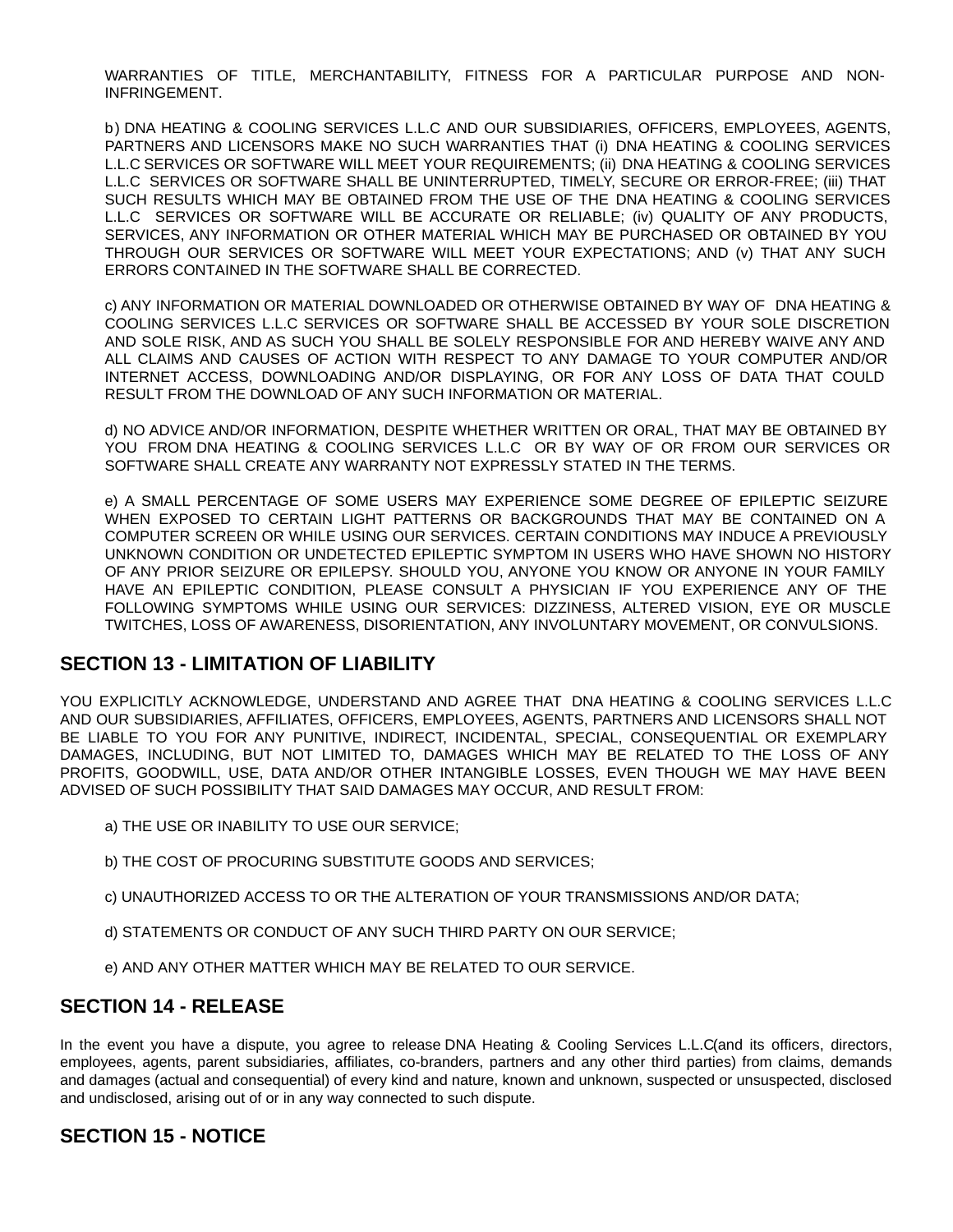WARRANTIES OF TITLE, MERCHANTABILITY, FITNESS FOR A PARTICULAR PURPOSE AND NON-INFRINGEMENT.

b) DNA HEATING & COOLING SERVICES L.L.C AND OUR SUBSIDIARIES, OFFICERS, EMPLOYEES, AGENTS, PARTNERS AND LICENSORS MAKE NO SUCH WARRANTIES THAT (i) DNA HEATING & COOLING SERVICES L.L.C SERVICES OR SOFTWARE WILL MEET YOUR REQUIREMENTS; (ii) DNA HEATING & COOLING SERVICES L.L.C SERVICES OR SOFTWARE SHALL BE UNINTERRUPTED, TIMELY, SECURE OR ERROR-FREE; (iii) THAT SUCH RESULTS WHICH MAY BE OBTAINED FROM THE USE OF THE DNA HEATING & COOLING SERVICES L.L.C SERVICES OR SOFTWARE WILL BE ACCURATE OR RELIABLE; (iv) QUALITY OF ANY PRODUCTS, SERVICES, ANY INFORMATION OR OTHER MATERIAL WHICH MAY BE PURCHASED OR OBTAINED BY YOU THROUGH OUR SERVICES OR SOFTWARE WILL MEET YOUR EXPECTATIONS; AND (v) THAT ANY SUCH ERRORS CONTAINED IN THE SOFTWARE SHALL BE CORRECTED.

c) ANY INFORMATION OR MATERIAL DOWNLOADED OR OTHERWISE OBTAINED BY WAY OF DNA HEATING & COOLING SERVICES L.L.C SERVICES OR SOFTWARE SHALL BE ACCESSED BY YOUR SOLE DISCRETION AND SOLE RISK, AND AS SUCH YOU SHALL BE SOLELY RESPONSIBLE FOR AND HEREBY WAIVE ANY AND ALL CLAIMS AND CAUSES OF ACTION WITH RESPECT TO ANY DAMAGE TO YOUR COMPUTER AND/OR INTERNET ACCESS, DOWNLOADING AND/OR DISPLAYING, OR FOR ANY LOSS OF DATA THAT COULD RESULT FROM THE DOWNLOAD OF ANY SUCH INFORMATION OR MATERIAL.

d) NO ADVICE AND/OR INFORMATION, DESPITE WHETHER WRITTEN OR ORAL, THAT MAY BE OBTAINED BY YOU FROM DNA HEATING & COOLING SERVICES L.L.C OR BY WAY OF OR FROM OUR SERVICES OR SOFTWARE SHALL CREATE ANY WARRANTY NOT EXPRESSLY STATED IN THE TERMS.

e) A SMALL PERCENTAGE OF SOME USERS MAY EXPERIENCE SOME DEGREE OF EPILEPTIC SEIZURE WHEN EXPOSED TO CERTAIN LIGHT PATTERNS OR BACKGROUNDS THAT MAY BE CONTAINED ON A COMPUTER SCREEN OR WHILE USING OUR SERVICES. CERTAIN CONDITIONS MAY INDUCE A PREVIOUSLY UNKNOWN CONDITION OR UNDETECTED EPILEPTIC SYMPTOM IN USERS WHO HAVE SHOWN NO HISTORY OF ANY PRIOR SEIZURE OR EPILEPSY. SHOULD YOU, ANYONE YOU KNOW OR ANYONE IN YOUR FAMILY HAVE AN EPILEPTIC CONDITION, PLEASE CONSULT A PHYSICIAN IF YOU EXPERIENCE ANY OF THE FOLLOWING SYMPTOMS WHILE USING OUR SERVICES: DIZZINESS, ALTERED VISION, EYE OR MUSCLE TWITCHES, LOSS OF AWARENESS, DISORIENTATION, ANY INVOLUNTARY MOVEMENT, OR CONVULSIONS.

## SECTION 13 - LIMITATION OF LIABILITY

YOU EXPLICITLY ACKNOWLEDGE, UNDERSTAND AND AGREE THAT DNA HEATING & COOLING SERVICES L.L.C AND OUR SUBSIDIARIES, AFFILIATES, OFFICERS, EMPLOYEES, AGENTS, PARTNERS AND LICENSORS SHALL NOT BE LIABLE TO YOU FOR ANY PUNITIVE, INDIRECT, INCIDENTAL, SPECIAL, CONSEQUENTIAL OR EXEMPLARY DAMAGES, INCLUDING, BUT NOT LIMITED TO, DAMAGES WHICH MAY BE RELATED TO THE LOSS OF ANY PROFITS, GOODWILL, USE, DATA AND/OR OTHER INTANGIBLE LOSSES, EVEN THOUGH WE MAY HAVE BEEN ADVISED OF SUCH POSSIBILITY THAT SAID DAMAGES MAY OCCUR, AND RESULT FROM:

a) THE USE OR INABILITY TO USE OUR SERVICE;

b) THE COST OF PROCURING SUBSTITUTE GOODS AND SERVICES;

c) UNAUTHORIZED ACCESS TO OR THE ALTERATION OF YOUR TRANSMISSIONS AND/OR DATA;

d) STATEMENTS OR CONDUCT OF ANY SUCH THIRD PARTY ON OUR SERVICE;

e) AND ANY OTHER MATTER WHICH MAY BE RELATED TO OUR SERVICE.

## SECTION 14 - RELEASE

In the event you have a dispute, you agree to release DNA Heating & Cooling Services L.L.C(and its officers, directors, employees, agents, parent subsidiaries, affiliates, co-branders, partners and any other third parties) from claims, demands and damages (actual and consequential) of every kind and nature, known and unknown, suspected or unsuspected, disclosed and undisclosed, arising out of or in any way connected to such dispute.

## SECTION 15 - NOTICE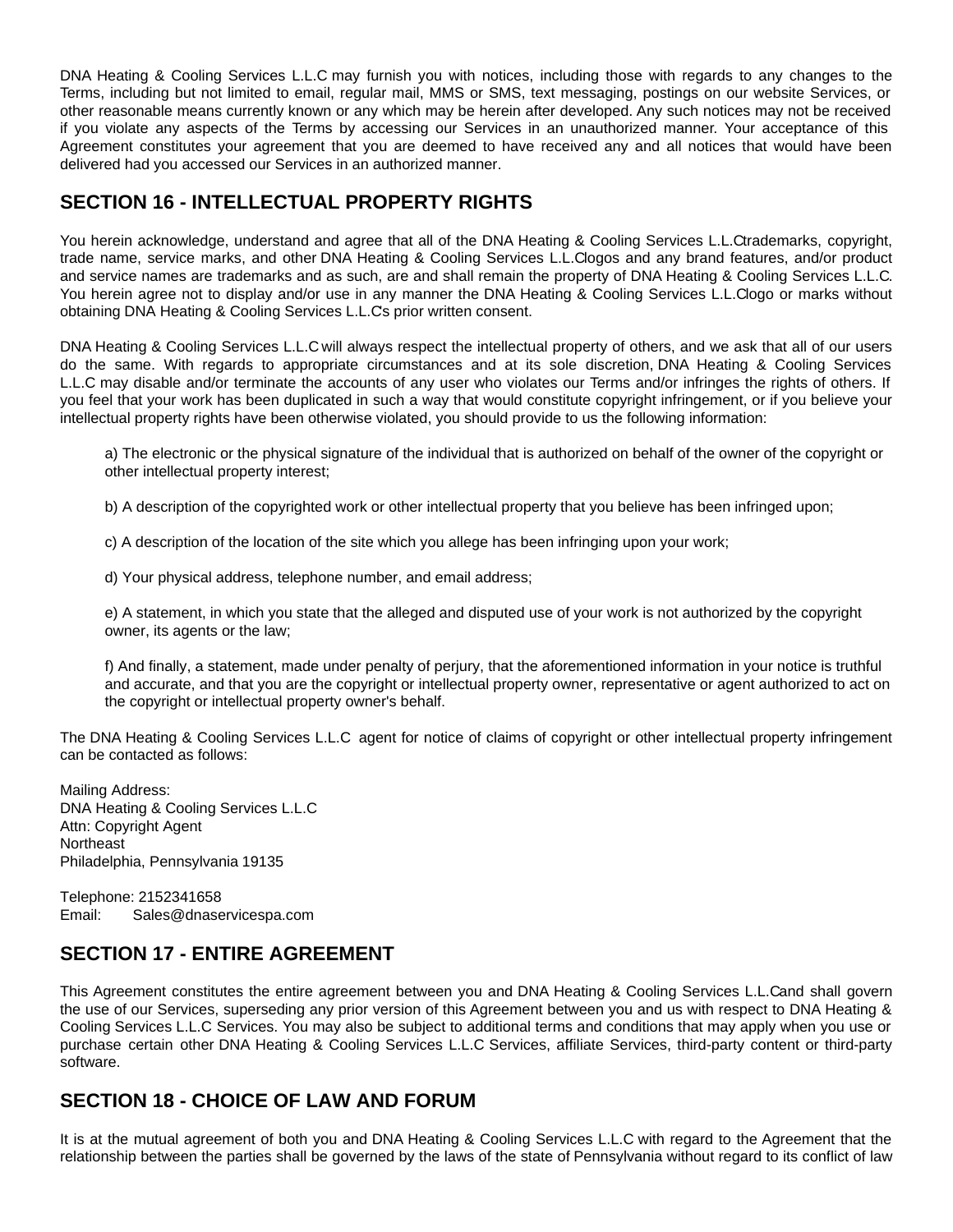DNA Heating & Cooling Services L.L.C may furnish you with notices, including those with regards to any changes to the Terms, including but not limited to email, regular mail, MMS or SMS, text messaging, postings on our website Services, or other reasonable means currently known or any which may be herein after developed. Any such notices may not be received if you violate any aspects of the Terms by accessing our Services in an unauthorized manner. Your acceptance of this Agreement constitutes your agreement that you are deemed to have received any and all notices that would have been delivered had you accessed our Services in an authorized manner.

## SECTION 16 - INTELLECTUAL PROPERTY RIGHTS

You herein acknowledge, understand and agree that all of the DNA Heating & Cooling Services L.L.C trademarks, copyright, trade name, service marks, and other DNA Heating & Cooling Services L.L.C logos and any brand features, and/or product and service names are trademarks and as such, are and shall remain the property of DNA Heating & Cooling Services L.L.C. You herein agree not to display and/or use in any manner the DNA Heating & Cooling Services L.L.C logo or marks without obtaining DNA Heating & Cooling Services L.L.C's prior written consent.

DNA Heating & Cooling Services L.L.C will always respect the intellectual property of others, and we ask that all of our users do the same. With regards to appropriate circumstances and at its sole discretion, DNA Heating & Cooling Services L.L.C may disable and/or terminate the accounts of any user who violates our Terms and/or infringes the rights of others. If you feel that your work has been duplicated in such a way that would constitute copyright infringement, or if you believe your intellectual property rights have been otherwise violated, you should provide to us the following information:

a) The electronic or the physical signature of the individual that is authorized on behalf of the owner of the copyright or other intellectual property interest;

b) A description of the copyrighted work or other intellectual property that you believe has been infringed upon;

c) A description of the location of the site which you allege has been infringing upon your work;

d) Your physical address, telephone number, and email address;

e) A statement, in which you state that the alleged and disputed use of your work is not authorized by the copyright owner, its agents or the law;

f) And finally, a statement, made under penalty of perjury, that the aforementioned information in your notice is truthful and accurate, and that you are the copyright or intellectual property owner, representative or agent authorized to act on the copyright or intellectual property owner's behalf.

The DNA Heating & Cooling Services L.L.C agent for notice of claims of copyright or other intellectual property infringement can be contacted as follows:

Mailing Address:
DNA Heating & Cooling Services L.L.C
Attn: Copyright Agent
Northeast
Philadelphia, Pennsylvania 19135

Telephone: 2152341658
Email: Sales@dnaservicespa.com

## SECTION 17 - ENTIRE AGREEMENT

This Agreement constitutes the entire agreement between you and DNA Heating & Cooling Services L.L.C and shall govern the use of our Services, superseding any prior version of this Agreement between you and us with respect to DNA Heating & Cooling Services L.L.C Services. You may also be subject to additional terms and conditions that may apply when you use or purchase certain other DNA Heating & Cooling Services L.L.C Services, affiliate Services, third-party content or third-party software.

## SECTION 18 - CHOICE OF LAW AND FORUM

It is at the mutual agreement of both you and DNA Heating & Cooling Services L.L.C with regard to the Agreement that the relationship between the parties shall be governed by the laws of the state of Pennsylvania without regard to its conflict of law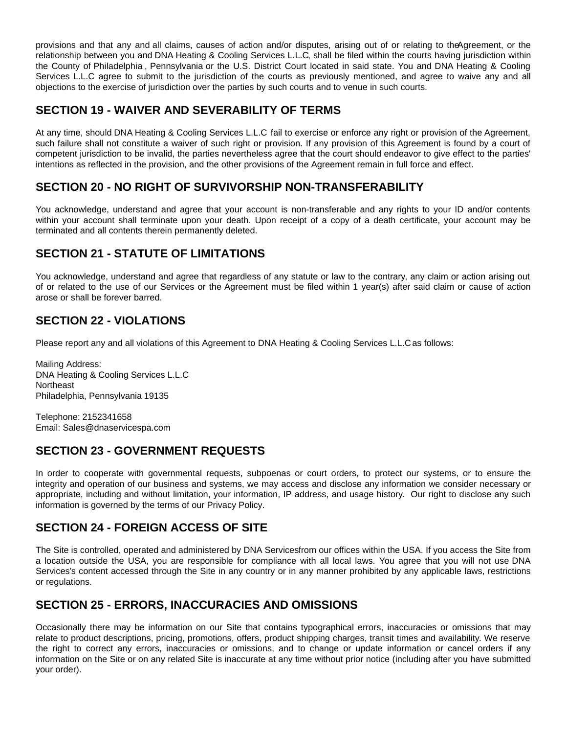provisions and that any and all claims, causes of action and/or disputes, arising out of or relating to the Agreement, or the relationship between you and DNA Heating & Cooling Services L.L.C, shall be filed within the courts having jurisdiction within the County of Philadelphia , Pennsylvania or the U.S. District Court located in said state. You and DNA Heating & Cooling Services L.L.C agree to submit to the jurisdiction of the courts as previously mentioned, and agree to waive any and all objections to the exercise of jurisdiction over the parties by such courts and to venue in such courts.

## SECTION 19 - WAIVER AND SEVERABILITY OF TERMS

At any time, should DNA Heating & Cooling Services L.L.C fail to exercise or enforce any right or provision of the Agreement, such failure shall not constitute a waiver of such right or provision. If any provision of this Agreement is found by a court of competent jurisdiction to be invalid, the parties nevertheless agree that the court should endeavor to give effect to the parties' intentions as reflected in the provision, and the other provisions of the Agreement remain in full force and effect.

## SECTION 20 - NO RIGHT OF SURVIVORSHIP NON-TRANSFERABILITY

You acknowledge, understand and agree that your account is non-transferable and any rights to your ID and/or contents within your account shall terminate upon your death. Upon receipt of a copy of a death certificate, your account may be terminated and all contents therein permanently deleted.

## SECTION 21 - STATUTE OF LIMITATIONS

You acknowledge, understand and agree that regardless of any statute or law to the contrary, any claim or action arising out of or related to the use of our Services or the Agreement must be filed within 1 year(s) after said claim or cause of action arose or shall be forever barred.

## SECTION 22 - VIOLATIONS

Please report any and all violations of this Agreement to DNA Heating & Cooling Services L.L.C as follows:

Mailing Address:
DNA Heating & Cooling Services L.L.C
Northeast
Philadelphia, Pennsylvania 19135

Telephone: 2152341658
Email: Sales@dnaservicespa.com

## SECTION 23 - GOVERNMENT REQUESTS

In order to cooperate with governmental requests, subpoenas or court orders, to protect our systems, or to ensure the integrity and operation of our business and systems, we may access and disclose any information we consider necessary or appropriate, including and without limitation, your information, IP address, and usage history. Our right to disclose any such information is governed by the terms of our Privacy Policy.

## SECTION 24 - FOREIGN ACCESS OF SITE

The Site is controlled, operated and administered by DNA Servicesfrom our offices within the USA. If you access the Site from a location outside the USA, you are responsible for compliance with all local laws. You agree that you will not use DNA Services's content accessed through the Site in any country or in any manner prohibited by any applicable laws, restrictions or regulations.

## SECTION 25 - ERRORS, INACCURACIES AND OMISSIONS

Occasionally there may be information on our Site that contains typographical errors, inaccuracies or omissions that may relate to product descriptions, pricing, promotions, offers, product shipping charges, transit times and availability. We reserve the right to correct any errors, inaccuracies or omissions, and to change or update information or cancel orders if any information on the Site or on any related Site is inaccurate at any time without prior notice (including after you have submitted your order).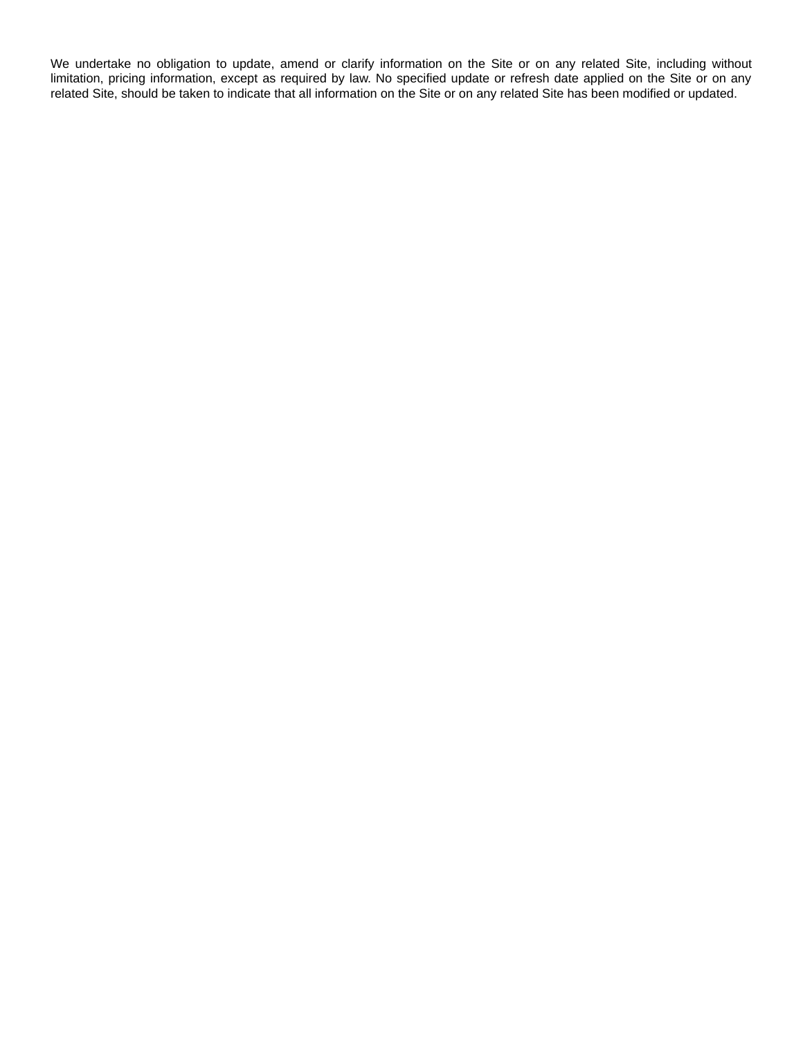We undertake no obligation to update, amend or clarify information on the Site or on any related Site, including without limitation, pricing information, except as required by law. No specified update or refresh date applied on the Site or on any related Site, should be taken to indicate that all information on the Site or on any related Site has been modified or updated.